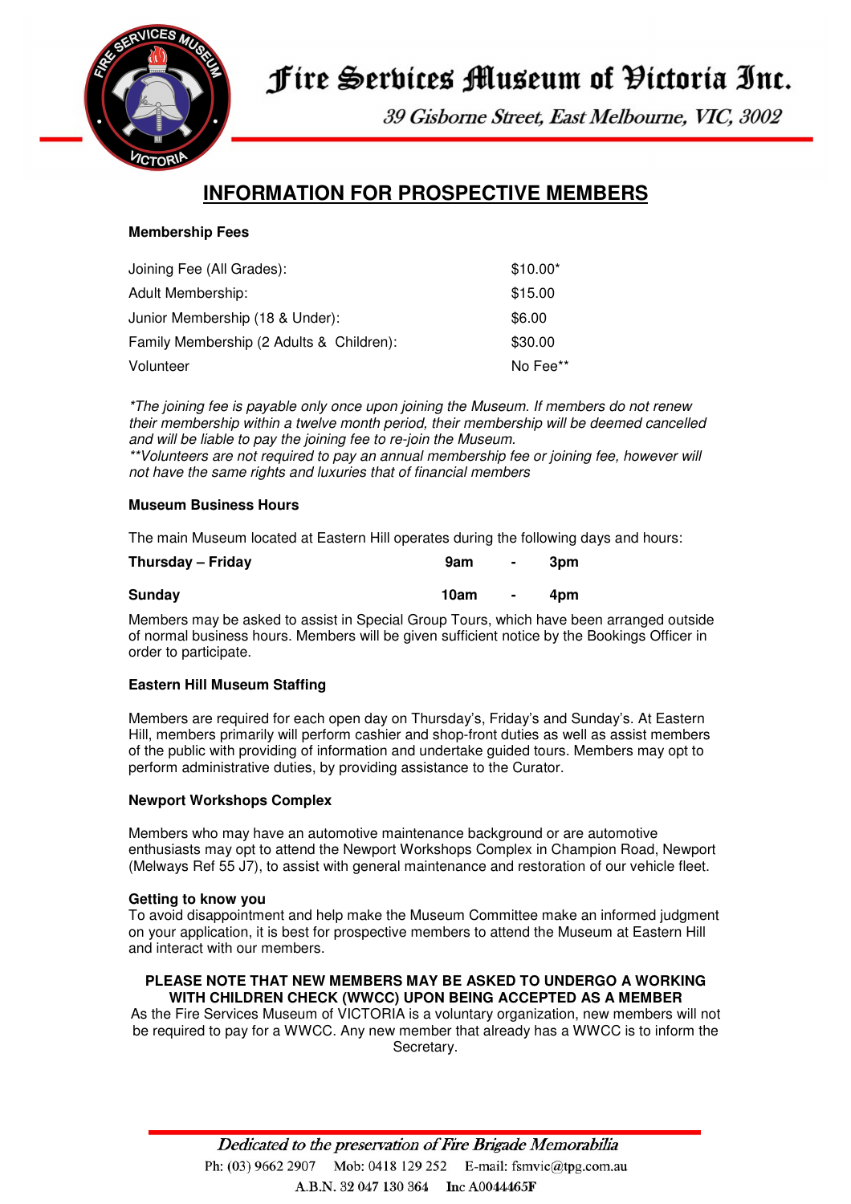# Fire Services Museum of Victoria Inc.

39 Gisborne Street, East Melbourne, VIC, 3002

## INFORMATION FOR PROSPECTIVE MEMBERS

**Membership Fees**

| | |
|---|---|
| Joining Fee (All Grades): | $10.00* |
| Adult Membership: | $15.00 |
| Junior Membership (18 & Under): | $6.00 |
| Family Membership (2 Adults & Children): | $30.00 |
| Volunteer | No Fee** |

*\*The joining fee is payable only once upon joining the Museum. If members do not renew their membership within a twelve month period, their membership will be deemed cancelled and will be liable to pay the joining fee to re-join the Museum.*
*\*\*Volunteers are not required to pay an annual membership fee or joining fee, however will not have the same rights and luxuries that of financial members*

**Museum Business Hours**

The main Museum located at Eastern Hill operates during the following days and hours:

| | | | |
|---|---|---|---|
| **Thursday – Friday** | **9am** | **-** | **3pm** |
| **Sunday** | **10am** | **-** | **4pm** |

Members may be asked to assist in Special Group Tours, which have been arranged outside of normal business hours. Members will be given sufficient notice by the Bookings Officer in order to participate.

**Eastern Hill Museum Staffing**

Members are required for each open day on Thursday's, Friday's and Sunday's. At Eastern Hill, members primarily will perform cashier and shop-front duties as well as assist members of the public with providing of information and undertake guided tours. Members may opt to perform administrative duties, by providing assistance to the Curator.

**Newport Workshops Complex**

Members who may have an automotive maintenance background or are automotive enthusiasts may opt to attend the Newport Workshops Complex in Champion Road, Newport (Melways Ref 55 J7), to assist with general maintenance and restoration of our vehicle fleet.

**Getting to know you**
To avoid disappointment and help make the Museum Committee make an informed judgment on your application, it is best for prospective members to attend the Museum at Eastern Hill and interact with our members.

**PLEASE NOTE THAT NEW MEMBERS MAY BE ASKED TO UNDERGO A WORKING WITH CHILDREN CHECK (WWCC) UPON BEING ACCEPTED AS A MEMBER**
As the Fire Services Museum of VICTORIA is a voluntary organization, new members will not be required to pay for a WWCC. Any new member that already has a WWCC is to inform the Secretary.

*Dedicated to the preservation of Fire Brigade Memorabilia*
Ph: (03) 9662 2907 Mob: 0418 129 252 E-mail: fsmvic@tpg.com.au
A.B.N. 32 047 130 364 Inc A0044465F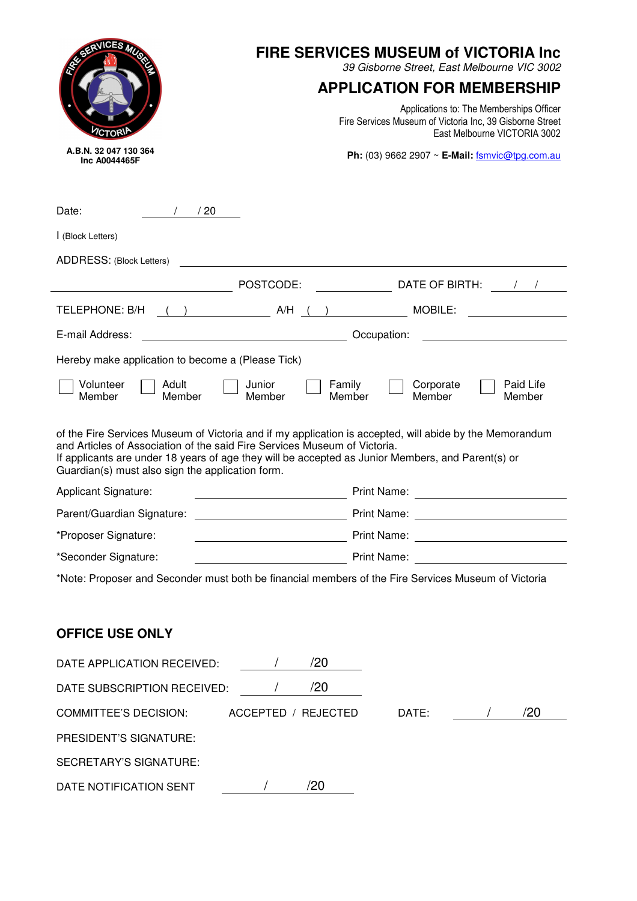A.B.N. 32 047 130 364
Inc A0044465F

# FIRE SERVICES MUSEUM of VICTORIA Inc

*39 Gisborne Street, East Melbourne VIC 3002*

## APPLICATION FOR MEMBERSHIP

Applications to: The Memberships Officer
Fire Services Museum of Victoria Inc, 39 Gisborne Street
East Melbourne VICTORIA 3002

**Ph:** (03) 9662 2907 ~ **E-Mail:** fsmvic@tpg.com.au

Date: ______ / ______ / 20 ______

I (Block Letters)

ADDRESS: (Block Letters) ____________________________________________

____________________ POSTCODE: ____________ DATE OF BIRTH: ____ / ____ / ____

TELEPHONE: B/H ( ) ____________ A/H ( ) ____________ MOBILE: ____________

E-mail Address: ____________________ Occupation: ____________________

Hereby make application to become a (Please Tick)

☐ Volunteer Member ☐ Adult Member ☐ Junior Member ☐ Family Member ☐ Corporate Member ☐ Paid Life Member

of the Fire Services Museum of Victoria and if my application is accepted, will abide by the Memorandum and Articles of Association of the said Fire Services Museum of Victoria.
If applicants are under 18 years of age they will be accepted as Junior Members, and Parent(s) or Guardian(s) must also sign the application form.

Applicant Signature: ____________________ Print Name: ____________________

Parent/Guardian Signature: ____________________ Print Name: ____________________

*Proposer Signature: ____________________ Print Name: ____________________

*Seconder Signature: ____________________ Print Name: ____________________

*Note: Proposer and Seconder must both be financial members of the Fire Services Museum of Victoria

## OFFICE USE ONLY

DATE APPLICATION RECEIVED: ______ / ______ /20 ______

DATE SUBSCRIPTION RECEIVED: ______ / ______ /20 ______

COMMITTEE'S DECISION: ACCEPTED / REJECTED DATE: ______ / ______ /20 ______

PRESIDENT'S SIGNATURE:

SECRETARY'S SIGNATURE:

DATE NOTIFICATION SENT ______ / ______ /20 ______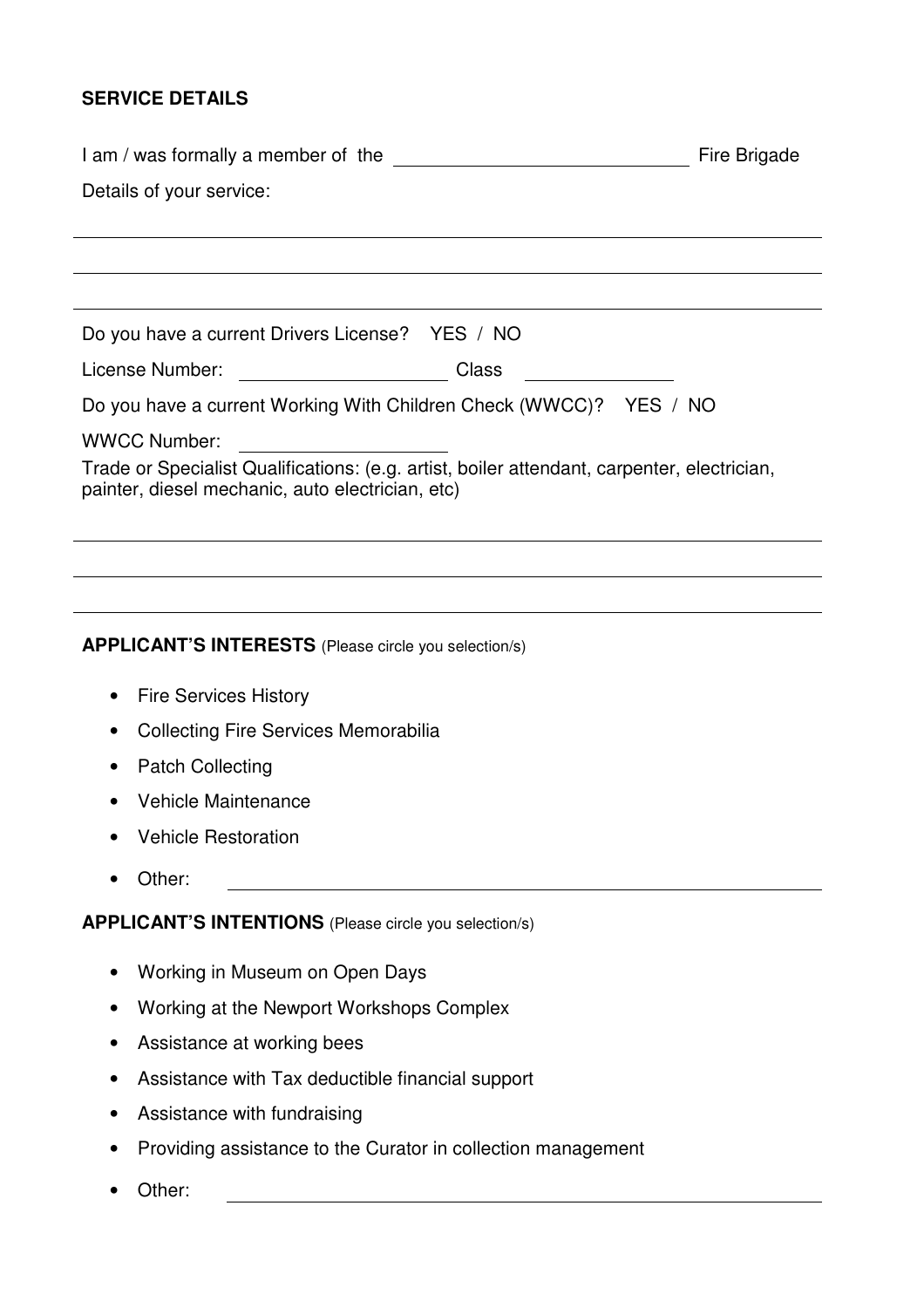**SERVICE DETAILS**

I am / was formally a member of the \_\_\_\_\_\_\_\_\_\_\_\_\_\_\_\_\_\_\_\_\_\_\_\_\_\_\_\_ Fire Brigade

Details of your service:

\_\_\_\_\_\_\_\_\_\_\_\_\_\_\_\_\_\_\_\_\_\_\_\_\_\_\_\_\_\_\_\_\_\_\_\_\_\_\_\_\_\_\_\_\_\_\_\_\_\_\_\_\_\_\_\_\_\_\_\_\_\_\_\_\_\_\_\_\_\_

\_\_\_\_\_\_\_\_\_\_\_\_\_\_\_\_\_\_\_\_\_\_\_\_\_\_\_\_\_\_\_\_\_\_\_\_\_\_\_\_\_\_\_\_\_\_\_\_\_\_\_\_\_\_\_\_\_\_\_\_\_\_\_\_\_\_\_\_\_\_

\_\_\_\_\_\_\_\_\_\_\_\_\_\_\_\_\_\_\_\_\_\_\_\_\_\_\_\_\_\_\_\_\_\_\_\_\_\_\_\_\_\_\_\_\_\_\_\_\_\_\_\_\_\_\_\_\_\_\_\_\_\_\_\_\_\_\_\_\_\_

Do you have a current Drivers License? YES / NO

License Number: \_\_\_\_\_\_\_\_\_\_\_\_\_\_\_\_\_\_\_\_ Class \_\_\_\_\_\_\_\_\_\_\_\_\_\_

Do you have a current Working With Children Check (WWCC)? YES / NO

WWCC Number: \_\_\_\_\_\_\_\_\_\_\_\_\_\_\_\_\_\_\_\_

Trade or Specialist Qualifications: (e.g. artist, boiler attendant, carpenter, electrician, painter, diesel mechanic, auto electrician, etc)

\_\_\_\_\_\_\_\_\_\_\_\_\_\_\_\_\_\_\_\_\_\_\_\_\_\_\_\_\_\_\_\_\_\_\_\_\_\_\_\_\_\_\_\_\_\_\_\_\_\_\_\_\_\_\_\_\_\_\_\_\_\_\_\_\_\_\_\_\_\_

\_\_\_\_\_\_\_\_\_\_\_\_\_\_\_\_\_\_\_\_\_\_\_\_\_\_\_\_\_\_\_\_\_\_\_\_\_\_\_\_\_\_\_\_\_\_\_\_\_\_\_\_\_\_\_\_\_\_\_\_\_\_\_\_\_\_\_\_\_\_

\_\_\_\_\_\_\_\_\_\_\_\_\_\_\_\_\_\_\_\_\_\_\_\_\_\_\_\_\_\_\_\_\_\_\_\_\_\_\_\_\_\_\_\_\_\_\_\_\_\_\_\_\_\_\_\_\_\_\_\_\_\_\_\_\_\_\_\_\_\_

**APPLICANT'S INTERESTS** (Please circle you selection/s)

- Fire Services History
- Collecting Fire Services Memorabilia
- Patch Collecting
- Vehicle Maintenance
- Vehicle Restoration
- Other: \_\_\_\_\_\_\_\_\_\_\_\_\_\_\_\_\_\_\_\_\_\_\_\_\_\_\_\_\_\_\_\_\_\_\_\_\_\_\_\_\_\_\_\_\_\_\_\_\_\_\_\_\_\_

**APPLICANT'S INTENTIONS** (Please circle you selection/s)

- Working in Museum on Open Days
- Working at the Newport Workshops Complex
- Assistance at working bees
- Assistance with Tax deductible financial support
- Assistance with fundraising
- Providing assistance to the Curator in collection management
- Other: \_\_\_\_\_\_\_\_\_\_\_\_\_\_\_\_\_\_\_\_\_\_\_\_\_\_\_\_\_\_\_\_\_\_\_\_\_\_\_\_\_\_\_\_\_\_\_\_\_\_\_\_\_\_